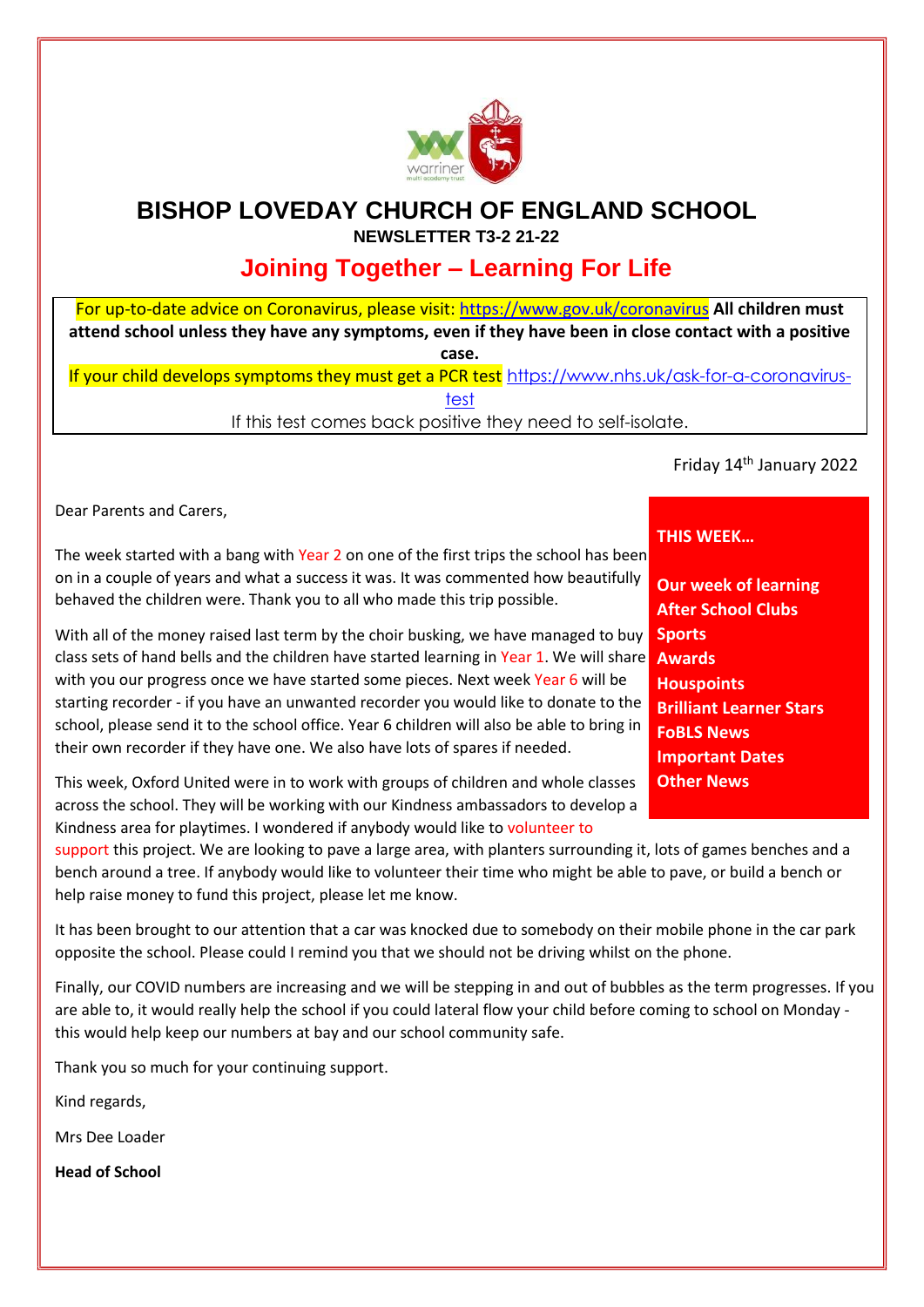# BISHOP LOVEDAY CHURCH OF ENGLAND SCHOOL

**NEWSLETTER T3-2 21-22**

## Joining Together – Learning For Life

For up-to-date advice on Coronavirus, please visit: https://www.gov.uk/coronavirus **All children must attend school unless they have any symptoms, even if they have been in close contact with a positive case.**

If your child develops symptoms they must get a PCR test https://www.nhs.uk/ask-for-a-coronavirus-test

If this test comes back positive they need to self-isolate.

Friday 14th January 2022

**THIS WEEK…**

- **Our week of learning**
- **After School Clubs**
- **Sports**
- **Awards**
- **Houspoints**
- **Brilliant Learner Stars**
- **FoBLS News**
- **Important Dates**
- **Other News**

Dear Parents and Carers,

The week started with a bang with Year 2 on one of the first trips the school has been on in a couple of years and what a success it was. It was commented how beautifully behaved the children were. Thank you to all who made this trip possible.

With all of the money raised last term by the choir busking, we have managed to buy class sets of hand bells and the children have started learning in Year 1. We will share with you our progress once we have started some pieces. Next week Year 6 will be starting recorder - if you have an unwanted recorder you would like to donate to the school, please send it to the school office. Year 6 children will also be able to bring in their own recorder if they have one. We also have lots of spares if needed.

This week, Oxford United were in to work with groups of children and whole classes across the school. They will be working with our Kindness ambassadors to develop a Kindness area for playtimes. I wondered if anybody would like to volunteer to support this project. We are looking to pave a large area, with planters surrounding it, lots of games benches and a bench around a tree. If anybody would like to volunteer their time who might be able to pave, or build a bench or help raise money to fund this project, please let me know.

It has been brought to our attention that a car was knocked due to somebody on their mobile phone in the car park opposite the school. Please could I remind you that we should not be driving whilst on the phone.

Finally, our COVID numbers are increasing and we will be stepping in and out of bubbles as the term progresses. If you are able to, it would really help the school if you could lateral flow your child before coming to school on Monday - this would help keep our numbers at bay and our school community safe.

Thank you so much for your continuing support.

Kind regards,

Mrs Dee Loader

**Head of School**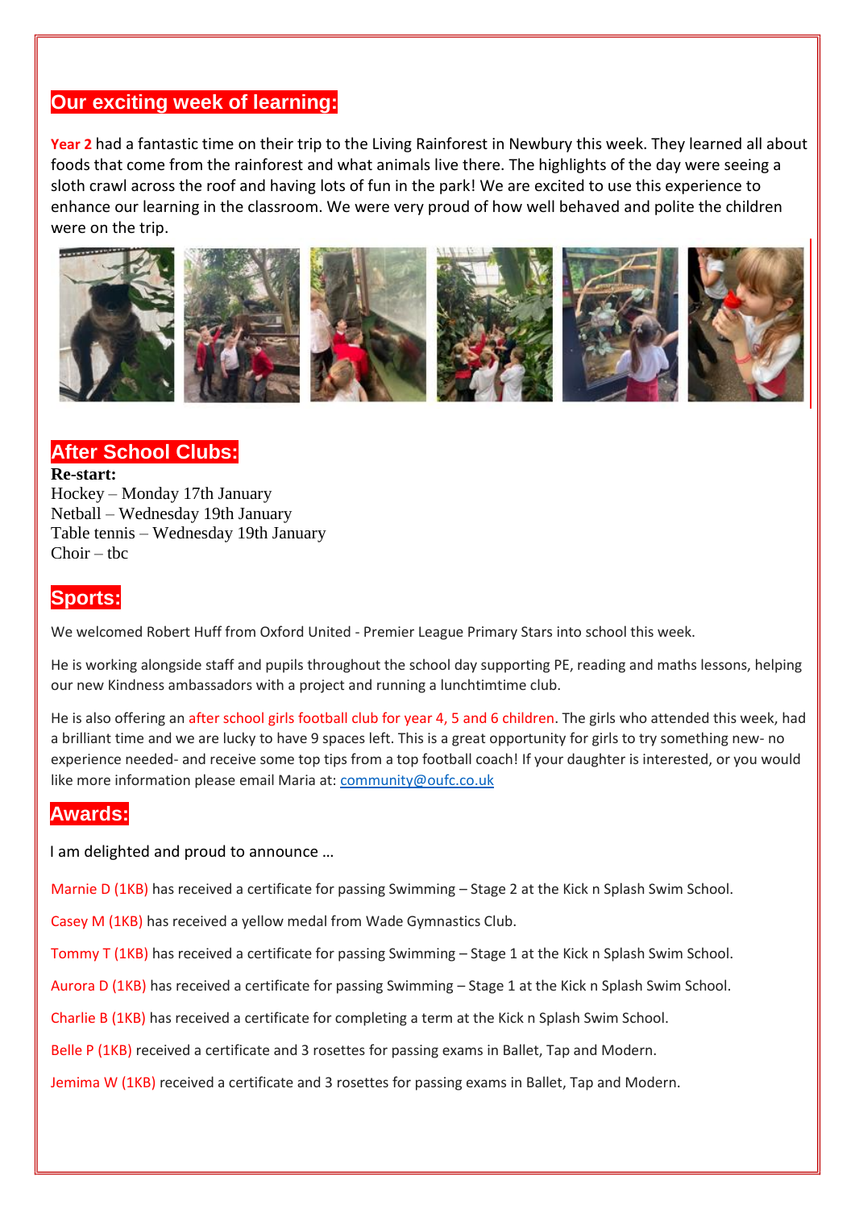## Our exciting week of learning:

Year 2 had a fantastic time on their trip to the Living Rainforest in Newbury this week. They learned all about foods that come from the rainforest and what animals live there. The highlights of the day were seeing a sloth crawl across the roof and having lots of fun in the park! We are excited to use this experience to enhance our learning in the classroom. We were very proud of how well behaved and polite the children were on the trip.

## After School Clubs:

**Re-start:**

Hockey – Monday 17th January
Netball – Wednesday 19th January
Table tennis – Wednesday 19th January
Choir – tbc

## Sports:

We welcomed Robert Huff from Oxford United - Premier League Primary Stars into school this week.

He is working alongside staff and pupils throughout the school day supporting PE, reading and maths lessons, helping our new Kindness ambassadors with a project and running a lunchtimtime club.

He is also offering an after school girls football club for year 4, 5 and 6 children. The girls who attended this week, had a brilliant time and we are lucky to have 9 spaces left. This is a great opportunity for girls to try something new- no experience needed- and receive some top tips from a top football coach! If your daughter is interested, or you would like more information please email Maria at: community@oufc.co.uk

## Awards:

I am delighted and proud to announce …

Marnie D (1KB) has received a certificate for passing Swimming – Stage 2 at the Kick n Splash Swim School.

Casey M (1KB) has received a yellow medal from Wade Gymnastics Club.

Tommy T (1KB) has received a certificate for passing Swimming – Stage 1 at the Kick n Splash Swim School.

Aurora D (1KB) has received a certificate for passing Swimming – Stage 1 at the Kick n Splash Swim School.

Charlie B (1KB) has received a certificate for completing a term at the Kick n Splash Swim School.

Belle P (1KB) received a certificate and 3 rosettes for passing exams in Ballet, Tap and Modern.

Jemima W (1KB) received a certificate and 3 rosettes for passing exams in Ballet, Tap and Modern.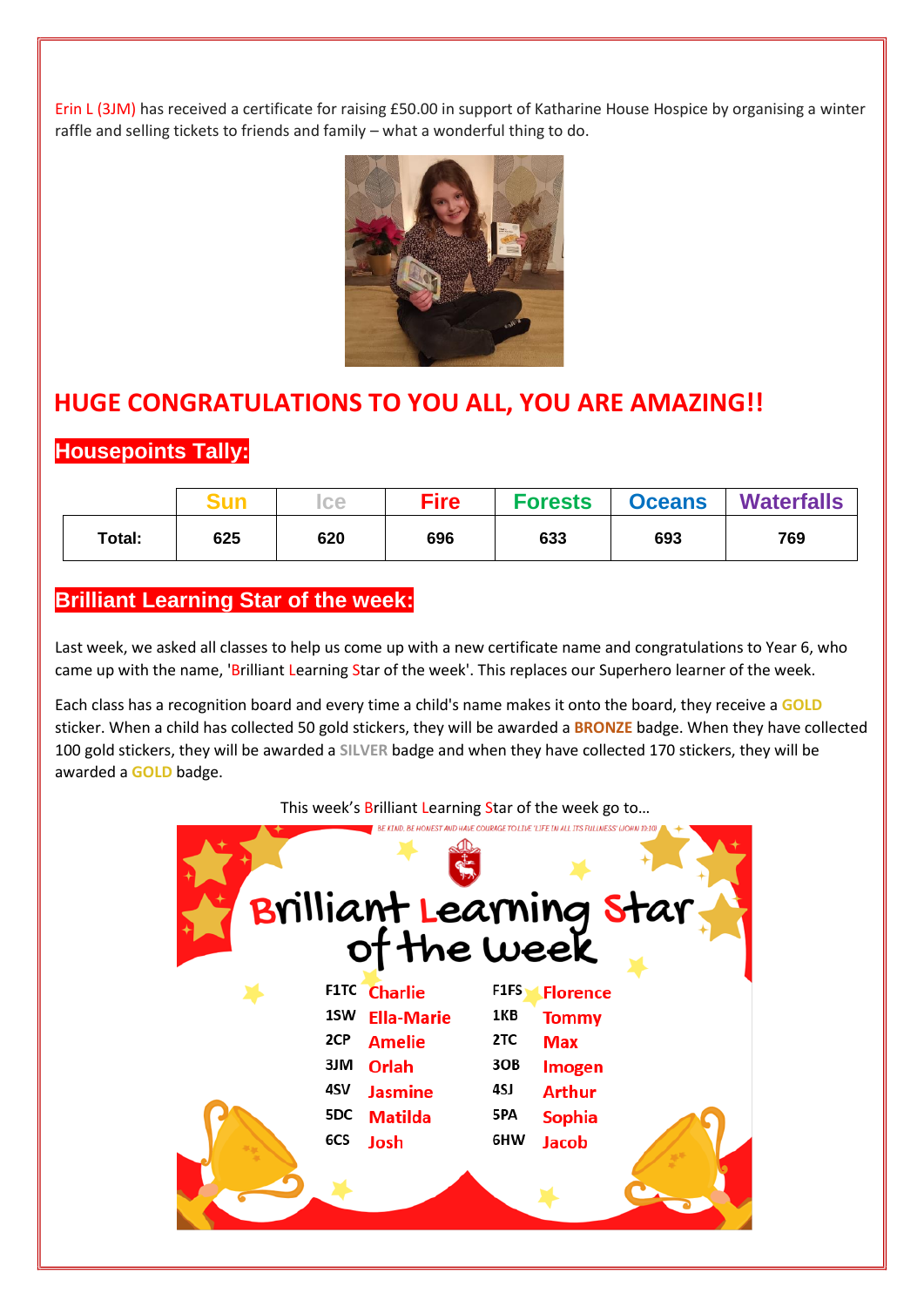Erin L (3JM) has received a certificate for raising £50.00 in support of Katharine House Hospice by organising a winter raffle and selling tickets to friends and family – what a wonderful thing to do.

## HUGE CONGRATULATIONS TO YOU ALL, YOU ARE AMAZING!!

### Housepoints Tally:

| | Sun | Ice | Fire | Forests | Oceans | Waterfalls |
|---|---|---|---|---|---|---|
| **Total:** | **625** | **620** | **696** | **633** | **693** | **769** |

### Brilliant Learning Star of the week:

Last week, we asked all classes to help us come up with a new certificate name and congratulations to Year 6, who came up with the name, 'Brilliant Learning Star of the week'. This replaces our Superhero learner of the week.

Each class has a recognition board and every time a child's name makes it onto the board, they receive a **GOLD** sticker. When a child has collected 50 gold stickers, they will be awarded a **BRONZE** badge. When they have collected 100 gold stickers, they will be awarded a **SILVER** badge and when they have collected 170 stickers, they will be awarded a **GOLD** badge.

This week's Brilliant Learning Star of the week go to…

BE KIND, BE HONEST AND HAVE COURAGE TO LIVE 'LIFE IN ALL ITS FULLNESS' (JOHN 10:10)

**Brilliant Learning Star of the Week**

| Class | Name | Class | Name |
|---|---|---|---|
| F1TC | Charlie | F1FS | Florence |
| 1SW | Ella-Marie | 1KB | Tommy |
| 2CP | Amelie | 2TC | Max |
| 3JM | Orlah | 3OB | Imogen |
| 4SV | Jasmine | 4SJ | Arthur |
| 5DC | Matilda | 5PA | Sophia |
| 6CS | Josh | 6HW | Jacob |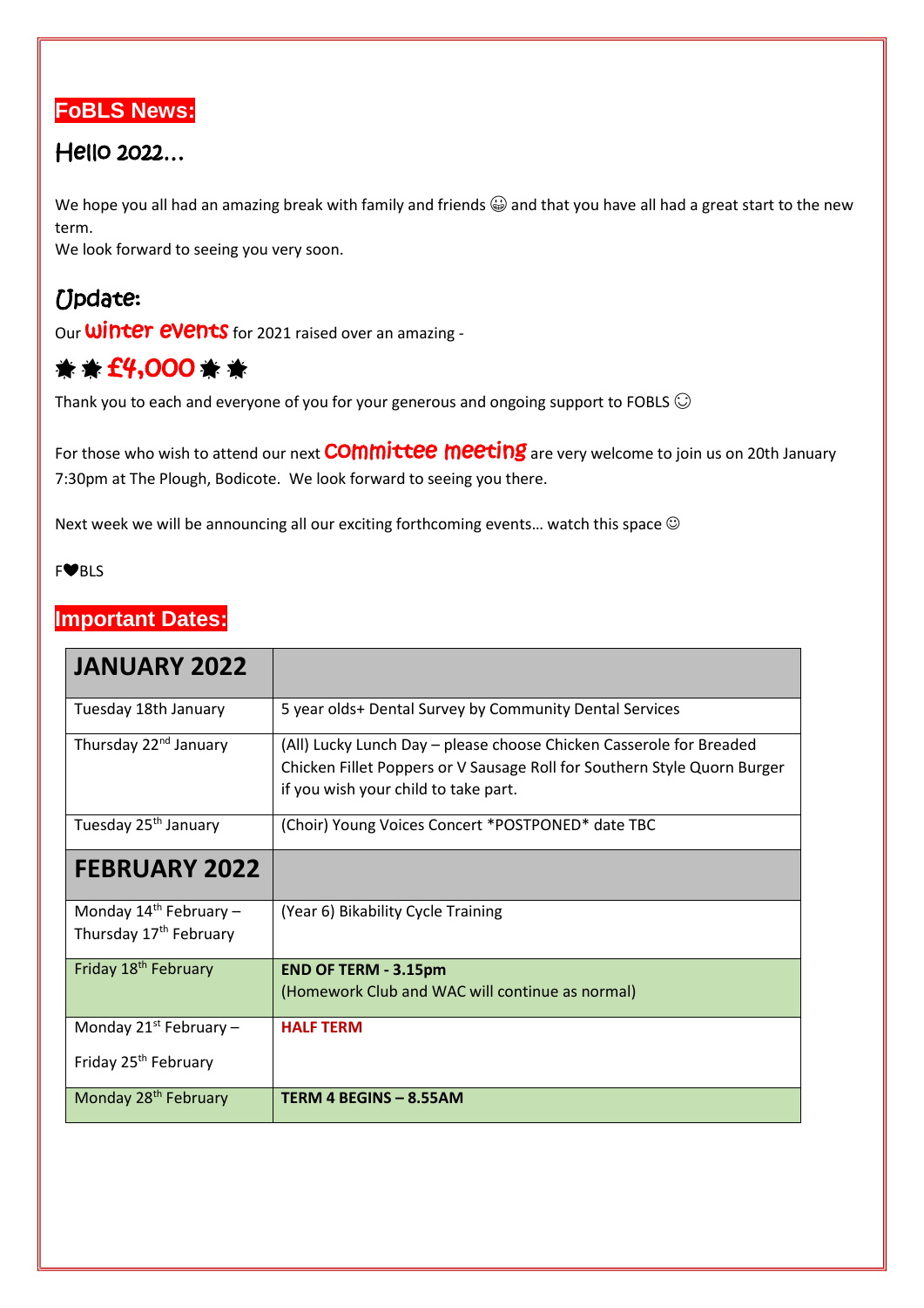## FoBLS News:

### Hello 2022…

We hope you all had an amazing break with family and friends 😀 and that you have all had a great start to the new term.
We look forward to seeing you very soon.

### Update:

Our **Winter events** for 2021 raised over an amazing -

### ✸ ✸ £4,000 ✸ ✸

Thank you to each and everyone of you for your generous and ongoing support to FOBLS ☺

For those who wish to attend our next **Committee meeting** are very welcome to join us on 20th January 7:30pm at The Plough, Bodicote. We look forward to seeing you there.

Next week we will be announcing all our exciting forthcoming events… watch this space ☺

F❤BLS

## Important Dates:

| JANUARY 2022 | |
|---|---|
| Tuesday 18th January | 5 year olds+ Dental Survey by Community Dental Services |
| Thursday 22nd January | (All) Lucky Lunch Day – please choose Chicken Casserole for Breaded Chicken Fillet Poppers or V Sausage Roll for Southern Style Quorn Burger if you wish your child to take part. |
| Tuesday 25th January | (Choir) Young Voices Concert *POSTPONED* date TBC |
| **FEBRUARY 2022** | |
| Monday 14th February – Thursday 17th February | (Year 6) Bikability Cycle Training |
| Friday 18th February | **END OF TERM - 3.15pm** (Homework Club and WAC will continue as normal) |
| Monday 21st February – Friday 25th February | **HALF TERM** |
| Monday 28th February | **TERM 4 BEGINS – 8.55AM** |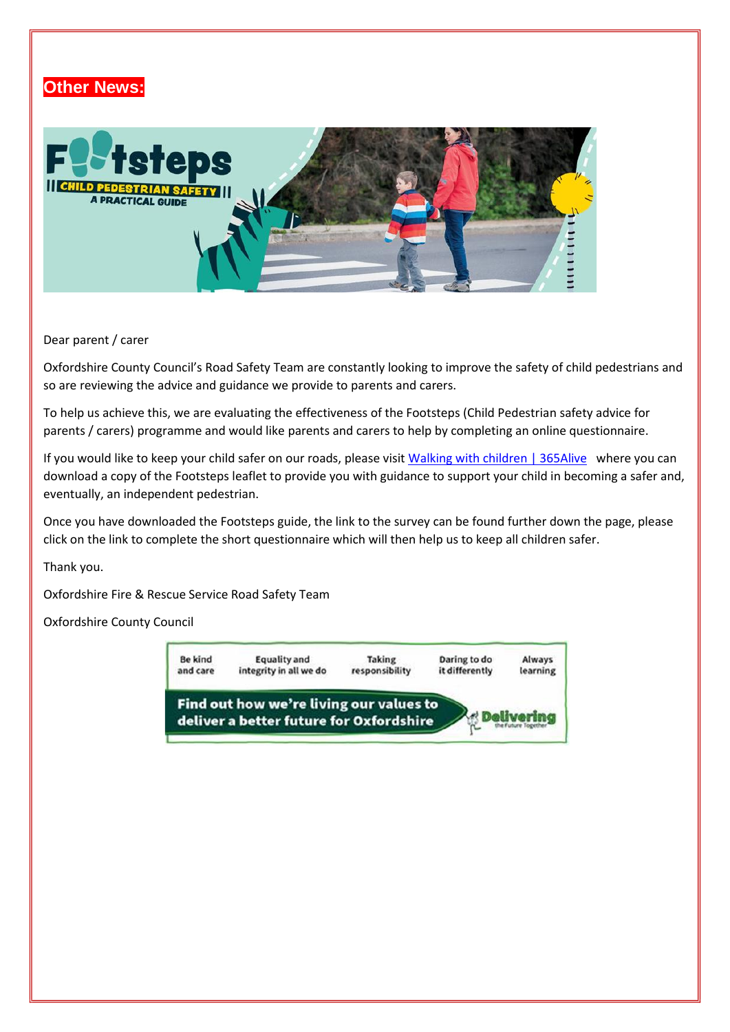## Other News:

Dear parent / carer

Oxfordshire County Council's Road Safety Team are constantly looking to improve the safety of child pedestrians and so are reviewing the advice and guidance we provide to parents and carers.

To help us achieve this, we are evaluating the effectiveness of the Footsteps (Child Pedestrian safety advice for parents / carers) programme and would like parents and carers to help by completing an online questionnaire.

If you would like to keep your child safer on our roads, please visit [Walking with children | 365Alive] where you can download a copy of the Footsteps leaflet to provide you with guidance to support your child in becoming a safer and, eventually, an independent pedestrian.

Once you have downloaded the Footsteps guide, the link to the survey can be found further down the page, please click on the link to complete the short questionnaire which will then help us to keep all children safer.

Thank you.

Oxfordshire Fire & Rescue Service Road Safety Team

Oxfordshire County Council